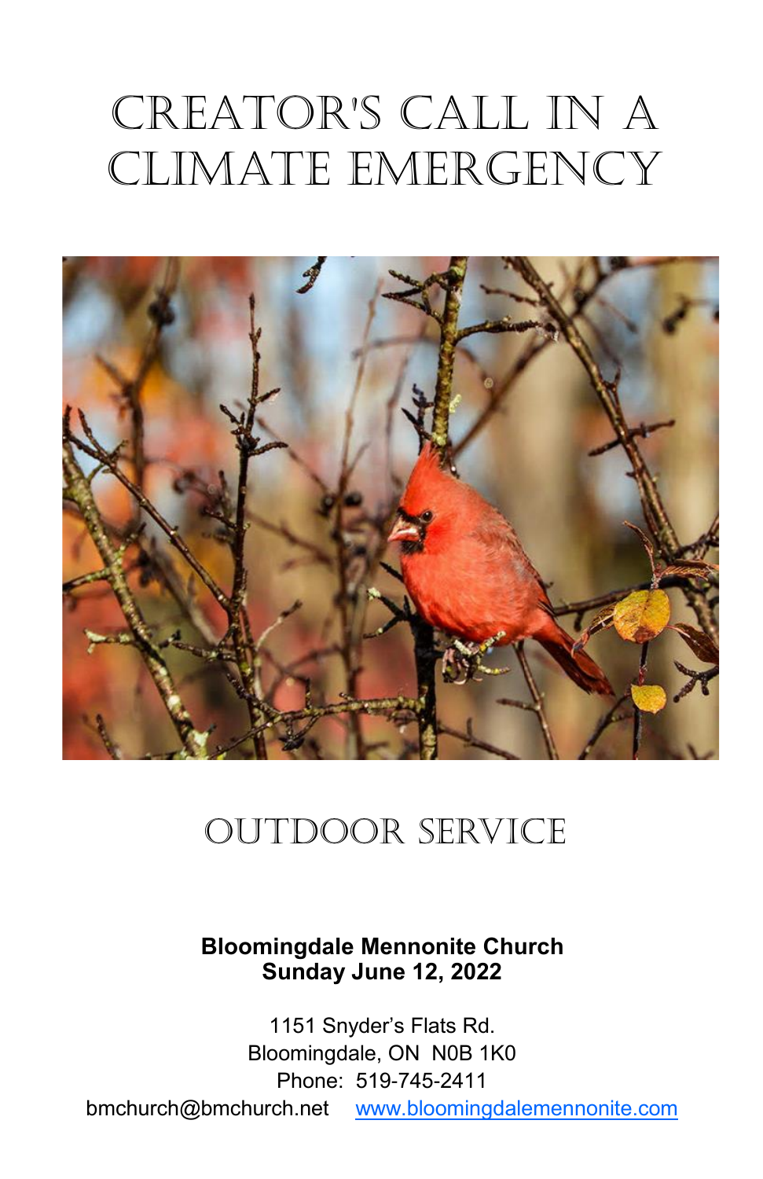# CREATOR'S CALL IN A CLIMATE EMERGENCY

## OUTDOOR SERVICE

**Bloomingdale Mennonite Church**
**Sunday June 12, 2022**

1151 Snyder's Flats Rd.
Bloomingdale, ON  N0B 1K0
Phone:  519-745-2411
bmchurch@bmchurch.net    www.bloomingdalemennonite.com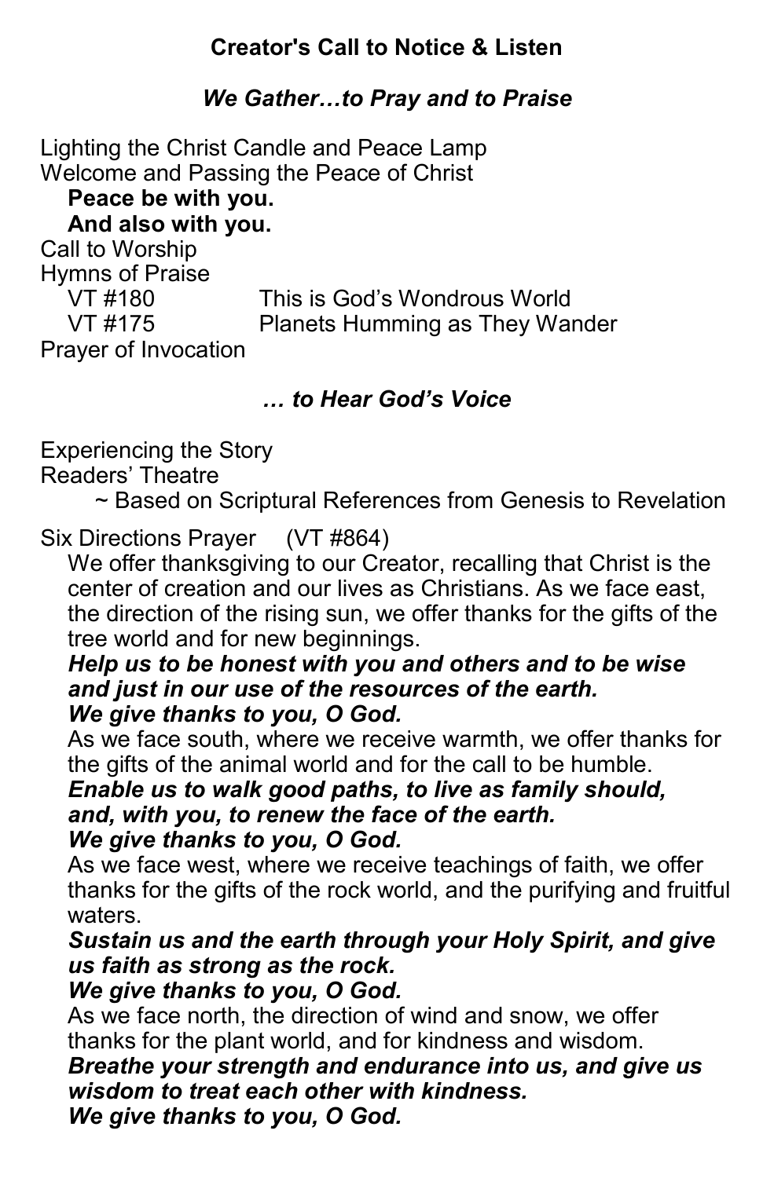## Creator's Call to Notice & Listen

### *We Gather…to Pray and to Praise*

Lighting the Christ Candle and Peace Lamp
Welcome and Passing the Peace of Christ

**Peace be with you.**
**And also with you.**

Call to Worship
Hymns of Praise

| | |
|---|---|
| VT #180 | This is God's Wondrous World |
| VT #175 | Planets Humming as They Wander |

Prayer of Invocation

### *… to Hear God's Voice*

Experiencing the Story
Readers' Theatre

~ Based on Scriptural References from Genesis to Revelation

Six Directions Prayer (VT #864)

We offer thanksgiving to our Creator, recalling that Christ is the center of creation and our lives as Christians. As we face east, the direction of the rising sun, we offer thanks for the gifts of the tree world and for new beginnings.

***Help us to be honest with you and others and to be wise and just in our use of the resources of the earth.***
***We give thanks to you, O God.***

As we face south, where we receive warmth, we offer thanks for the gifts of the animal world and for the call to be humble.

***Enable us to walk good paths, to live as family should, and, with you, to renew the face of the earth.***
***We give thanks to you, O God.***

As we face west, where we receive teachings of faith, we offer thanks for the gifts of the rock world, and the purifying and fruitful waters.

***Sustain us and the earth through your Holy Spirit, and give us faith as strong as the rock.***
***We give thanks to you, O God.***

As we face north, the direction of wind and snow, we offer thanks for the plant world, and for kindness and wisdom.

***Breathe your strength and endurance into us, and give us wisdom to treat each other with kindness.***
***We give thanks to you, O God.***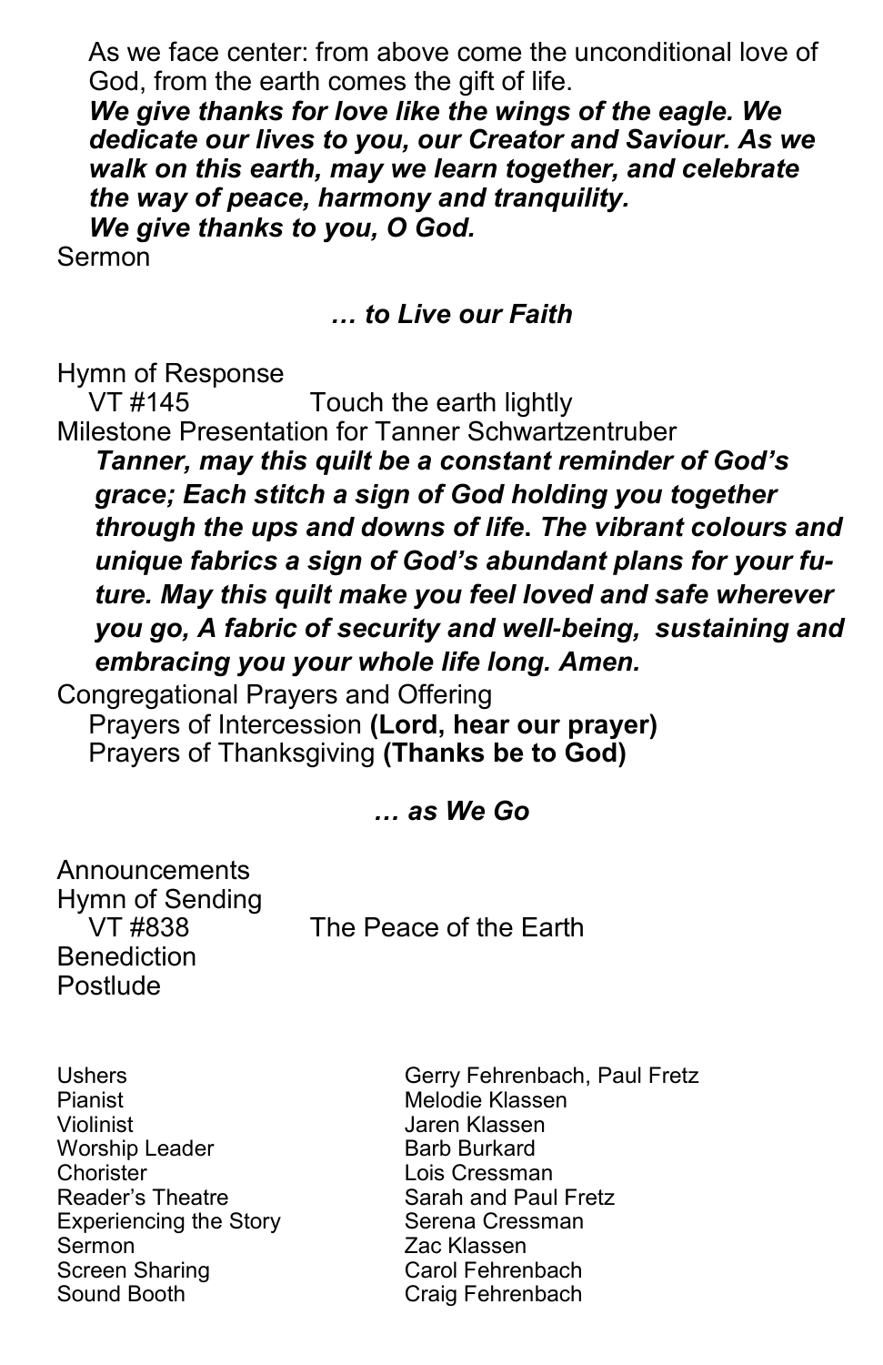As we face center: from above come the unconditional love of God, from the earth comes the gift of life.

***We give thanks for love like the wings of the eagle. We dedicate our lives to you, our Creator and Saviour. As we walk on this earth, may we learn together, and celebrate the way of peace, harmony and tranquility.***

***We give thanks to you, O God.***

Sermon

### *… to Live our Faith*

Hymn of Response

VT #145 Touch the earth lightly

Milestone Presentation for Tanner Schwartzentruber

***Tanner, may this quilt be a constant reminder of God's grace; Each stitch a sign of God holding you together through the ups and downs of life. The vibrant colours and unique fabrics a sign of God's abundant plans for your future. May this quilt make you feel loved and safe wherever you go, A fabric of security and well-being, sustaining and embracing you your whole life long. Amen.***

Congregational Prayers and Offering

Prayers of Intercession **(Lord, hear our prayer)**

Prayers of Thanksgiving **(Thanks be to God)**

### *… as We Go*

Announcements

Hymn of Sending

VT #838 The Peace of the Earth

Benediction

Postlude

| | |
|---|---|
| Ushers | Gerry Fehrenbach, Paul Fretz |
| Pianist | Melodie Klassen |
| Violinist | Jaren Klassen |
| Worship Leader | Barb Burkard |
| Chorister | Lois Cressman |
| Reader's Theatre | Sarah and Paul Fretz |
| Experiencing the Story | Serena Cressman |
| Sermon | Zac Klassen |
| Screen Sharing | Carol Fehrenbach |
| Sound Booth | Craig Fehrenbach |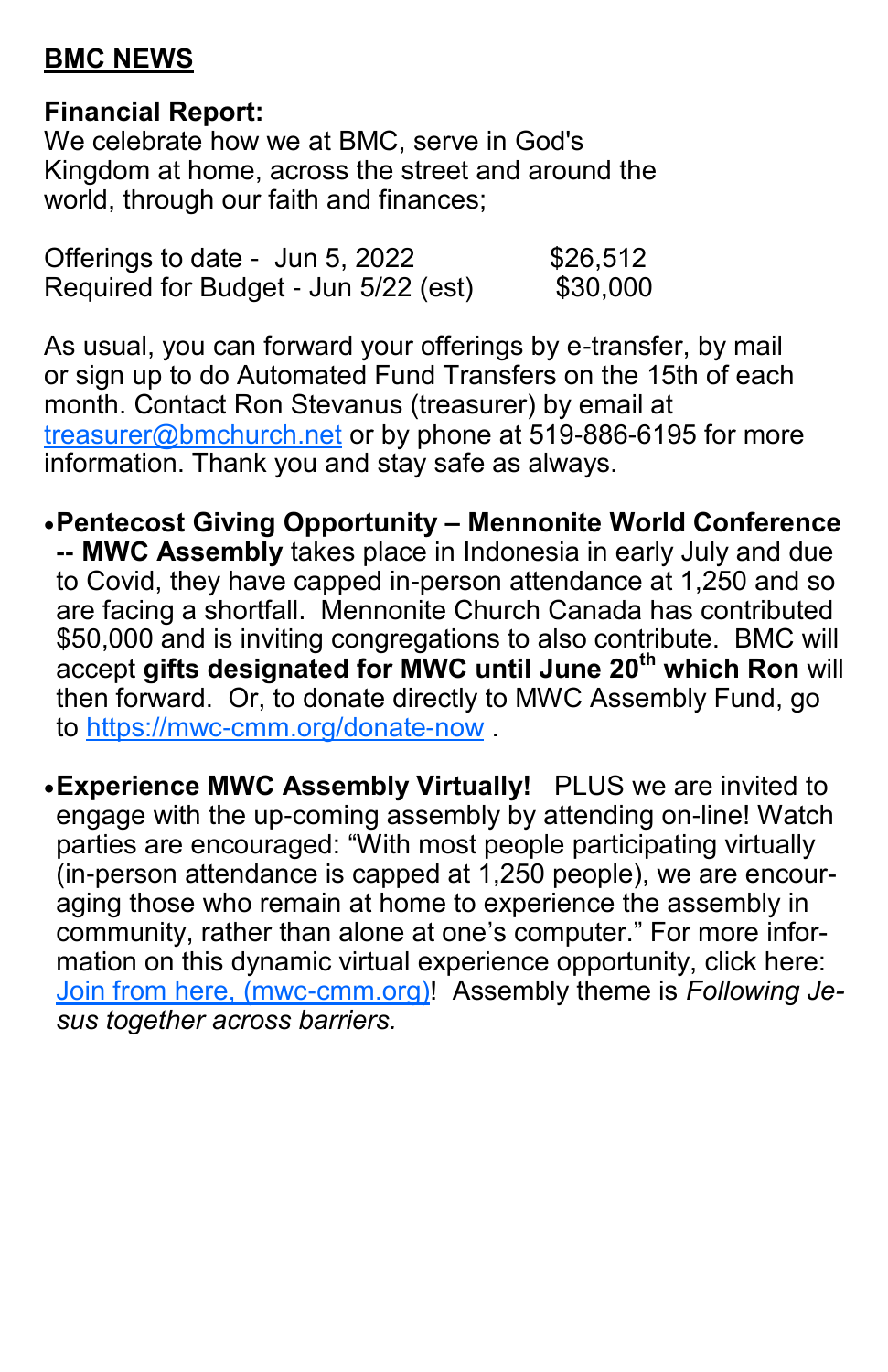## BMC NEWS

**Financial Report:**
We celebrate how we at BMC, serve in God's Kingdom at home, across the street and around the world, through our faith and finances;

| | |
|---|---|
| Offerings to date - Jun 5, 2022 | $26,512 |
| Required for Budget - Jun 5/22 (est) | $30,000 |

As usual, you can forward your offerings by e-transfer, by mail or sign up to do Automated Fund Transfers on the 15th of each month. Contact Ron Stevanus (treasurer) by email at [treasurer@bmchurch.net](mailto:treasurer@bmchurch.net) or by phone at 519-886-6195 for more information. Thank you and stay safe as always.

- **Pentecost Giving Opportunity – Mennonite World Conference -- MWC Assembly** takes place in Indonesia in early July and due to Covid, they have capped in-person attendance at 1,250 and so are facing a shortfall. Mennonite Church Canada has contributed $50,000 and is inviting congregations to also contribute. BMC will accept **gifts designated for MWC until June 20th which Ron** will then forward. Or, to donate directly to MWC Assembly Fund, go to [https://mwc-cmm.org/donate-now](https://mwc-cmm.org/donate-now) .

- **Experience MWC Assembly Virtually!** PLUS we are invited to engage with the up-coming assembly by attending on-line! Watch parties are encouraged: "With most people participating virtually (in-person attendance is capped at 1,250 people), we are encouraging those who remain at home to experience the assembly in community, rather than alone at one's computer." For more information on this dynamic virtual experience opportunity, click here: [Join from here, (mwc-cmm.org)](https://mwc-cmm.org)! Assembly theme is *Following Jesus together across barriers.*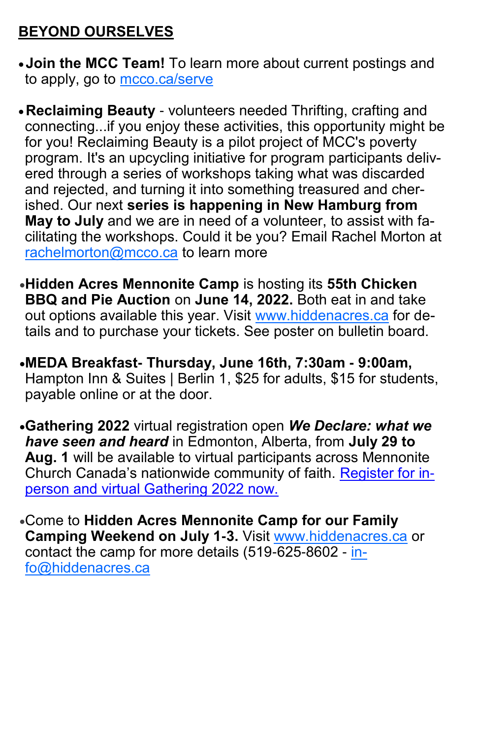## BEYOND OURSELVES

- **Join the MCC Team!** To learn more about current postings and to apply, go to [mcco.ca/serve](mcco.ca/serve)

- **Reclaiming Beauty** - volunteers needed Thrifting, crafting and connecting...if you enjoy these activities, this opportunity might be for you! Reclaiming Beauty is a pilot project of MCC's poverty program. It's an upcycling initiative for program participants delivered through a series of workshops taking what was discarded and rejected, and turning it into something treasured and cherished. Our next **series is happening in New Hamburg from May to July** and we are in need of a volunteer, to assist with facilitating the workshops. Could it be you? Email Rachel Morton at [rachelmorton@mcco.ca](mailto:rachelmorton@mcco.ca) to learn more

- **Hidden Acres Mennonite Camp** is hosting its **55th Chicken BBQ and Pie Auction** on **June 14, 2022.** Both eat in and take out options available this year. Visit [www.hiddenacres.ca](www.hiddenacres.ca) for details and to purchase your tickets. See poster on bulletin board.

- **MEDA Breakfast- Thursday, June 16th, 7:30am - 9:00am,** Hampton Inn & Suites | Berlin 1, $25 for adults, $15 for students, payable online or at the door.

- **Gathering 2022** virtual registration open ***We Declare: what we have seen and heard*** in Edmonton, Alberta, from **July 29 to Aug. 1** will be available to virtual participants across Mennonite Church Canada's nationwide community of faith. Register for in-person and virtual Gathering 2022 now.

- Come to **Hidden Acres Mennonite Camp for our Family Camping Weekend on July 1-3.** Visit [www.hiddenacres.ca](www.hiddenacres.ca) or contact the camp for more details (519-625-8602 - [info@hiddenacres.ca](mailto:info@hiddenacres.ca)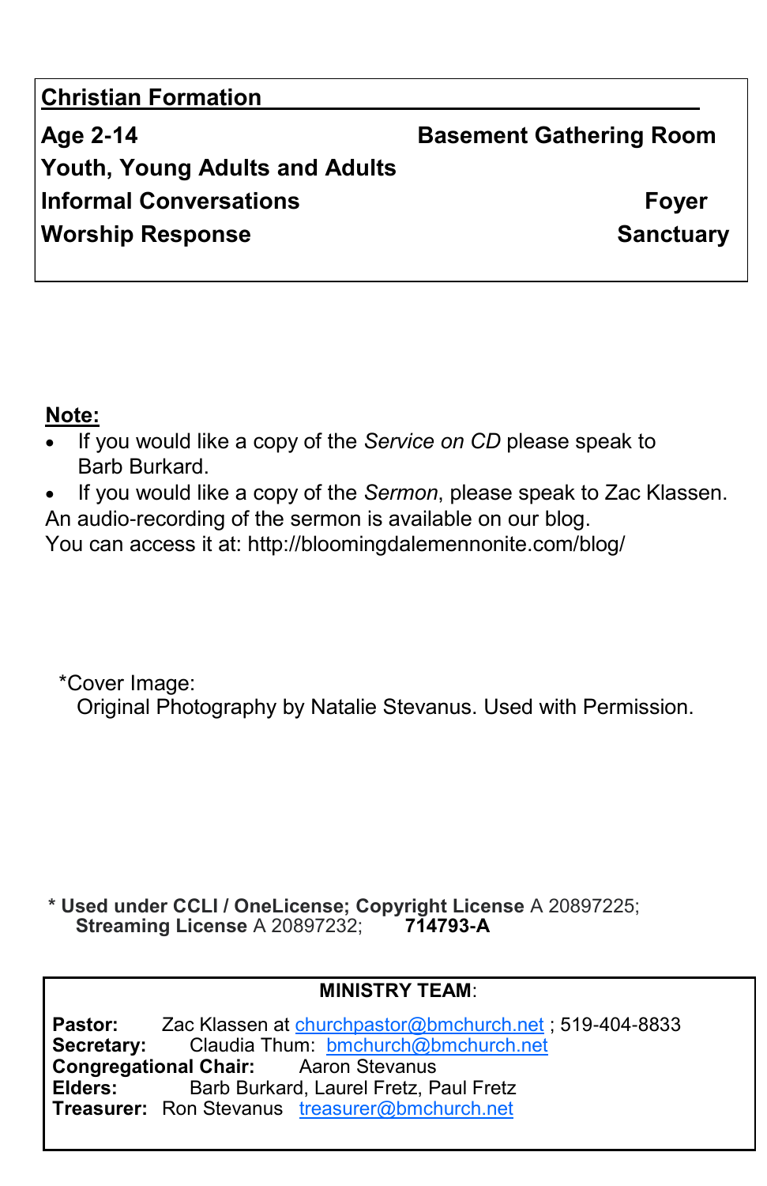## Christian Formation

| | |
|---|---|
| **Age 2-14** | **Basement Gathering Room** |
| **Youth, Young Adults and Adults** | |
| **Informal Conversations** | **Foyer** |
| **Worship Response** | **Sanctuary** |

**Note:**

- If you would like a copy of the *Service on CD* please speak to Barb Burkard.
- If you would like a copy of the *Sermon*, please speak to Zac Klassen.

An audio-recording of the sermon is available on our blog.
You can access it at: http://bloomingdalemennonite.com/blog/

*Cover Image:
Original Photography by Natalie Stevanus. Used with Permission.

* **Used under CCLI / OneLicense; Copyright License** A 20897225;
**Streaming License** A 20897232; **714793-A**

**MINISTRY TEAM**:

**Pastor:** Zac Klassen at churchpastor@bmchurch.net ; 519-404-8833
**Secretary:** Claudia Thum: bmchurch@bmchurch.net
**Congregational Chair:** Aaron Stevanus
**Elders:** Barb Burkard, Laurel Fretz, Paul Fretz
**Treasurer:** Ron Stevanus treasurer@bmchurch.net